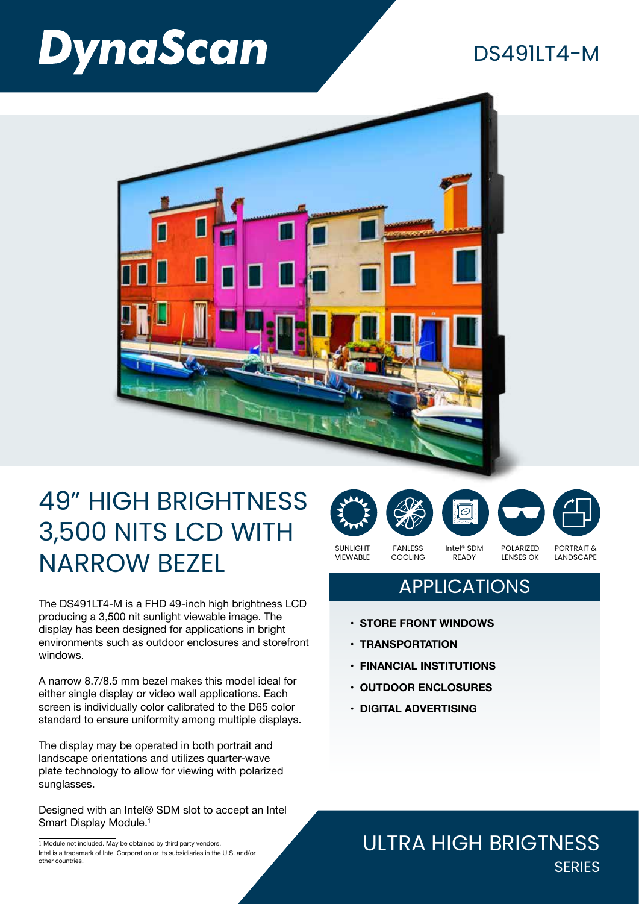# DynaScan

## DS491LT4-M

# 49" HIGH BRIGHTNESS 3,500 NITS LCD WITH NARROW BEZEL

SUNLIGHT VIEWABLE | FANLESS COOLING | Intel® SDM READY | POLARIZED LENSES OK | PORTRAIT & LANDSCAPE

The DS491LT4-M is a FHD 49-inch high brightness LCD producing a 3,500 nit sunlight viewable image. The display has been designed for applications in bright environments such as outdoor enclosures and storefront windows.

A narrow 8.7/8.5 mm bezel makes this model ideal for either single display or video wall applications. Each screen is individually color calibrated to the D65 color standard to ensure uniformity among multiple displays.

The display may be operated in both portrait and landscape orientations and utilizes quarter-wave plate technology to allow for viewing with polarized sunglasses.

Designed with an Intel® SDM slot to accept an Intel Smart Display Module.[1]

## APPLICATIONS

- **STORE FRONT WINDOWS**
- **TRANSPORTATION**
- **FINANCIAL INSTITUTIONS**
- **OUTDOOR ENCLOSURES**
- **DIGITAL ADVERTISING**

1 Module not included. May be obtained by third party vendors.
Intel is a trademark of Intel Corporation or its subsidiaries in the U.S. and/or other countries.

## ULTRA HIGH BRIGTNESS SERIES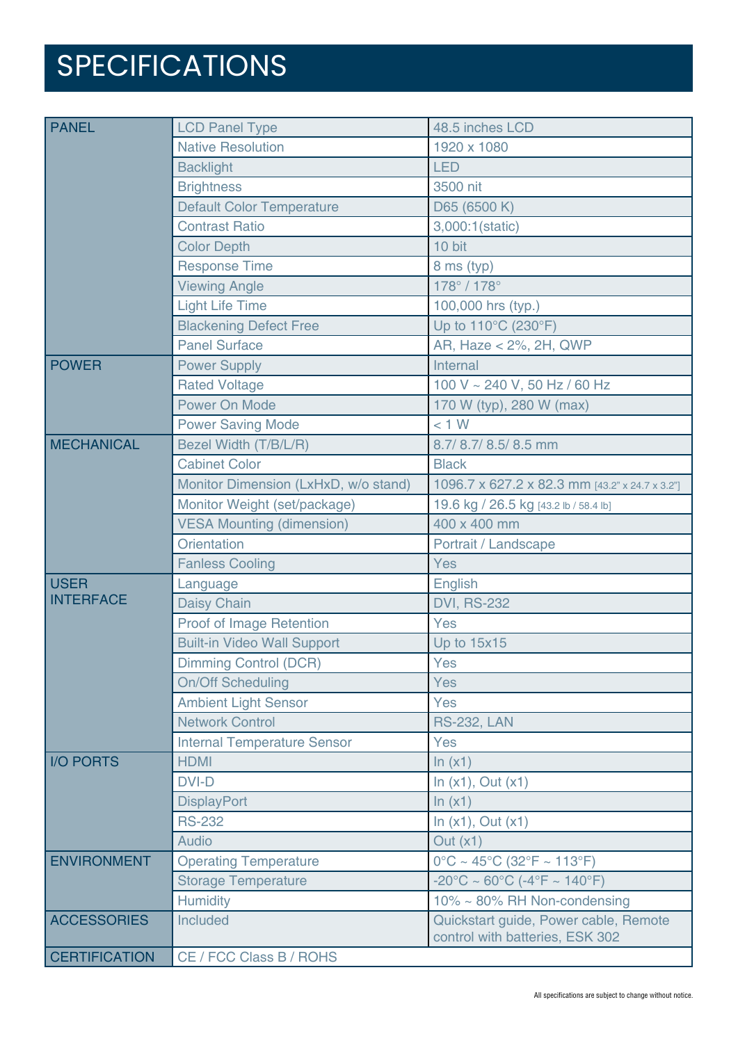# SPECIFICATIONS

| | | |
|---|---|---|
| PANEL | LCD Panel Type | 48.5 inches LCD |
| | Native Resolution | 1920 x 1080 |
| | Backlight | LED |
| | Brightness | 3500 nit |
| | Default Color Temperature | D65 (6500 K) |
| | Contrast Ratio | 3,000:1(static) |
| | Color Depth | 10 bit |
| | Response Time | 8 ms (typ) |
| | Viewing Angle | 178° / 178° |
| | Light Life Time | 100,000 hrs (typ.) |
| | Blackening Defect Free | Up to 110°C (230°F) |
| | Panel Surface | AR, Haze < 2%, 2H, QWP |
| POWER | Power Supply | Internal |
| | Rated Voltage | 100 V ~ 240 V, 50 Hz / 60 Hz |
| | Power On Mode | 170 W (typ), 280 W (max) |
| | Power Saving Mode | < 1 W |
| MECHANICAL | Bezel Width (T/B/L/R) | 8.7/ 8.7/ 8.5/ 8.5 mm |
| | Cabinet Color | Black |
| | Monitor Dimension (LxHxD, w/o stand) | 1096.7 x 627.2 x 82.3 mm [43.2" x 24.7 x 3.2"] |
| | Monitor Weight (set/package) | 19.6 kg / 26.5 kg [43.2 lb / 58.4 lb] |
| | VESA Mounting (dimension) | 400 x 400 mm |
| | Orientation | Portrait / Landscape |
| | Fanless Cooling | Yes |
| USER INTERFACE | Language | English |
| | Daisy Chain | DVI, RS-232 |
| | Proof of Image Retention | Yes |
| | Built-in Video Wall Support | Up to 15x15 |
| | Dimming Control (DCR) | Yes |
| | On/Off Scheduling | Yes |
| | Ambient Light Sensor | Yes |
| | Network Control | RS-232, LAN |
| | Internal Temperature Sensor | Yes |
| I/O PORTS | HDMI | In (x1) |
| | DVI-D | In (x1), Out (x1) |
| | DisplayPort | In (x1) |
| | RS-232 | In (x1), Out (x1) |
| | Audio | Out (x1) |
| ENVIRONMENT | Operating Temperature | 0°C ~ 45°C (32°F ~ 113°F) |
| | Storage Temperature | -20°C ~ 60°C (-4°F ~ 140°F) |
| | Humidity | 10% ~ 80% RH Non-condensing |
| ACCESSORIES | Included | Quickstart guide, Power cable, Remote control with batteries, ESK 302 |
| CERTIFICATION | CE / FCC Class B / ROHS | |

All specifications are subject to change without notice.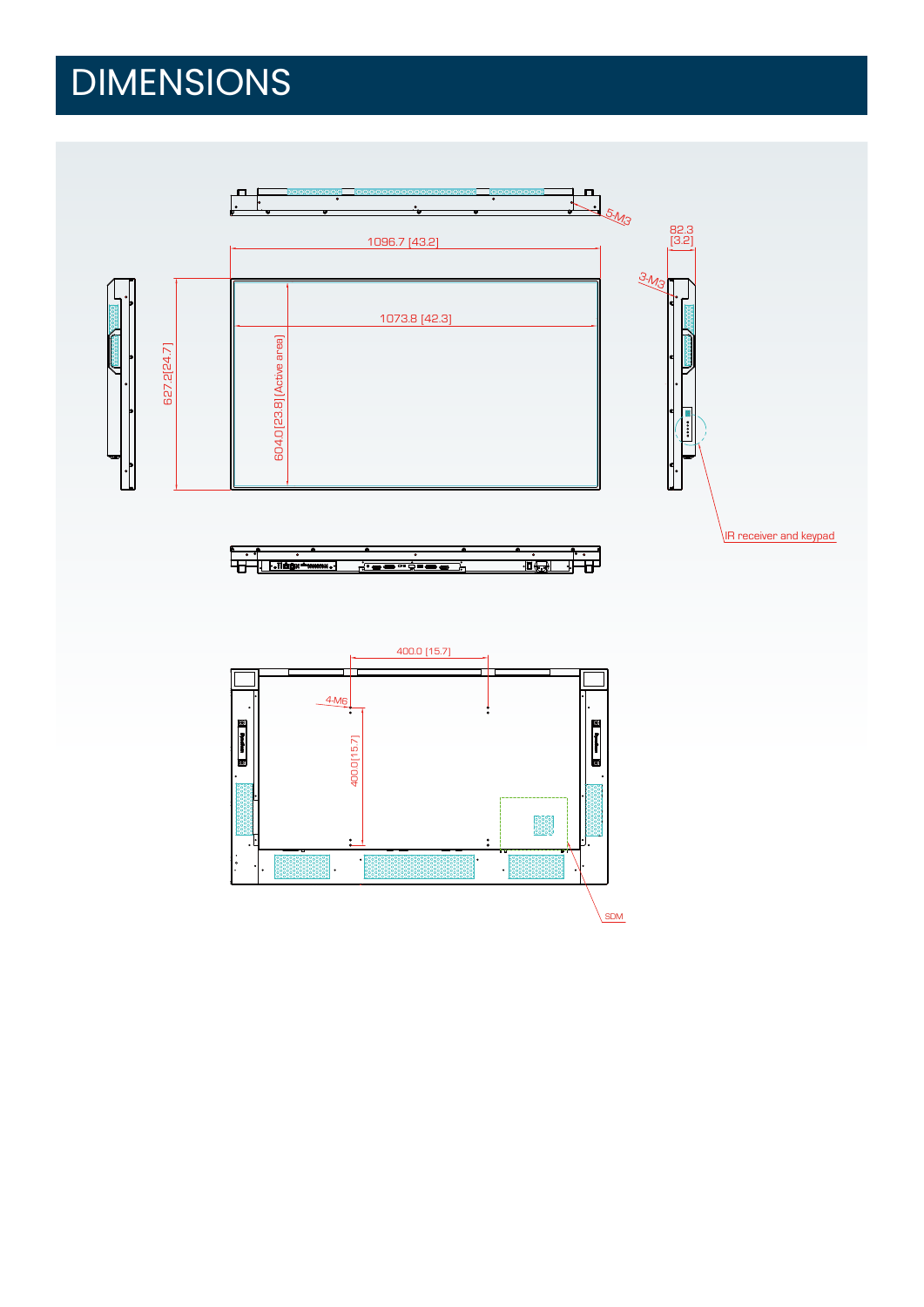# DIMENSIONS

5-M3

1096.7 [43.2]

82.3 [3.2]

3-M3

1073.8 [42.3]

627.2[24.7]

604.0[23.8] [Active area]

IR receiver and keypad

400.0 [15.7]

4-M6

400.0[15.7]

SDM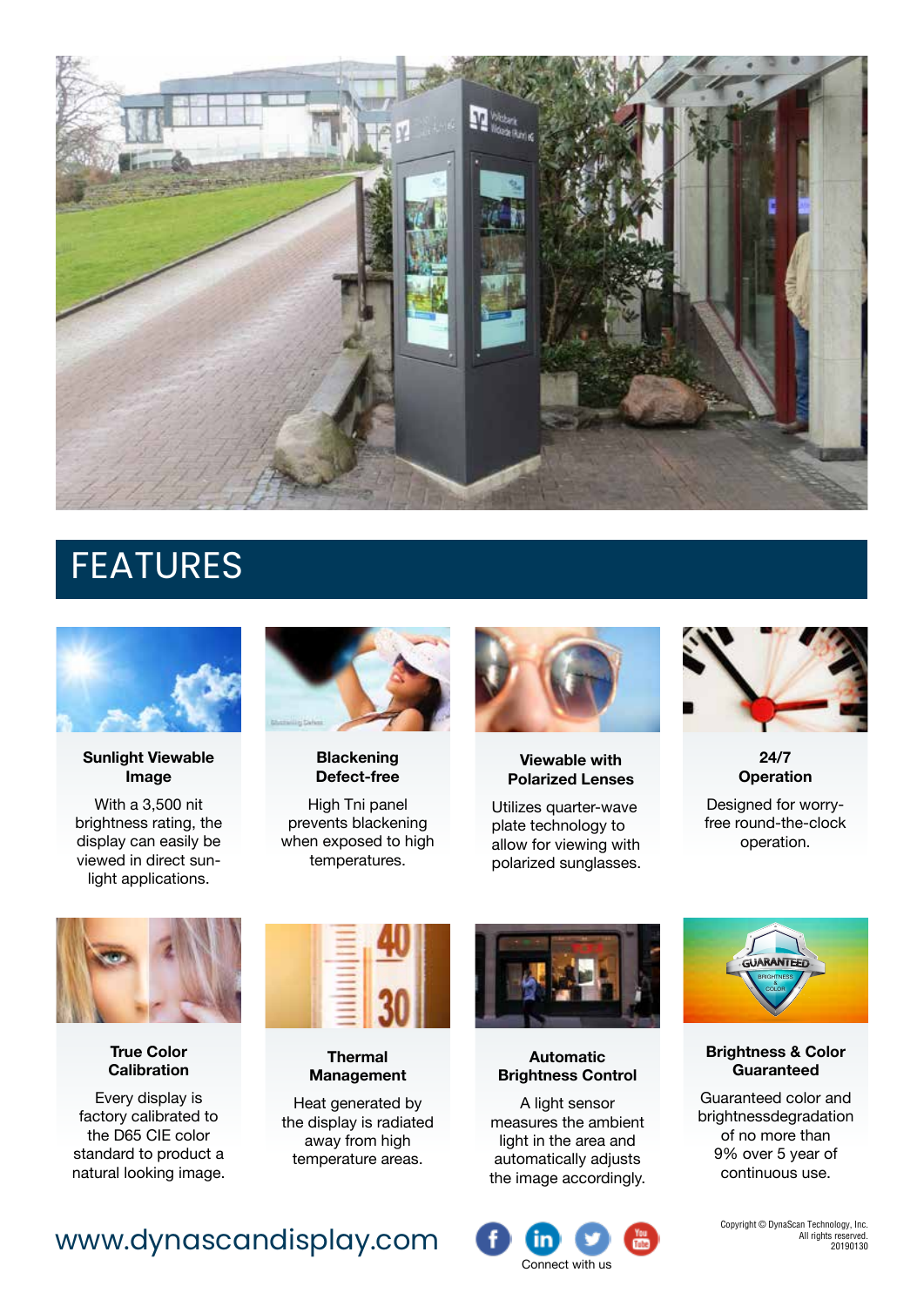## FEATURES

### Sunlight Viewable Image

With a 3,500 nit brightness rating, the display can easily be viewed in direct sun-light applications.

### Blackening Defect-free

High Tni panel prevents blackening when exposed to high temperatures.

### Viewable with Polarized Lenses

Utilizes quarter-wave plate technology to allow for viewing with polarized sunglasses.

### 24/7 Operation

Designed for worry-free round-the-clock operation.

### True Color Calibration

Every display is factory calibrated to the D65 CIE color standard to product a natural looking image.

### Thermal Management

Heat generated by the display is radiated away from high temperature areas.

### Automatic Brightness Control

A light sensor measures the ambient light in the area and automatically adjusts the image accordingly.

### Brightness & Color Guaranteed

Guaranteed color and brightnessdegradation of no more than 9% over 5 year of continuous use.

www.dynascandisplay.com

Connect with us

Copyright © DynaScan Technology, Inc.
All rights reserved.
20190130